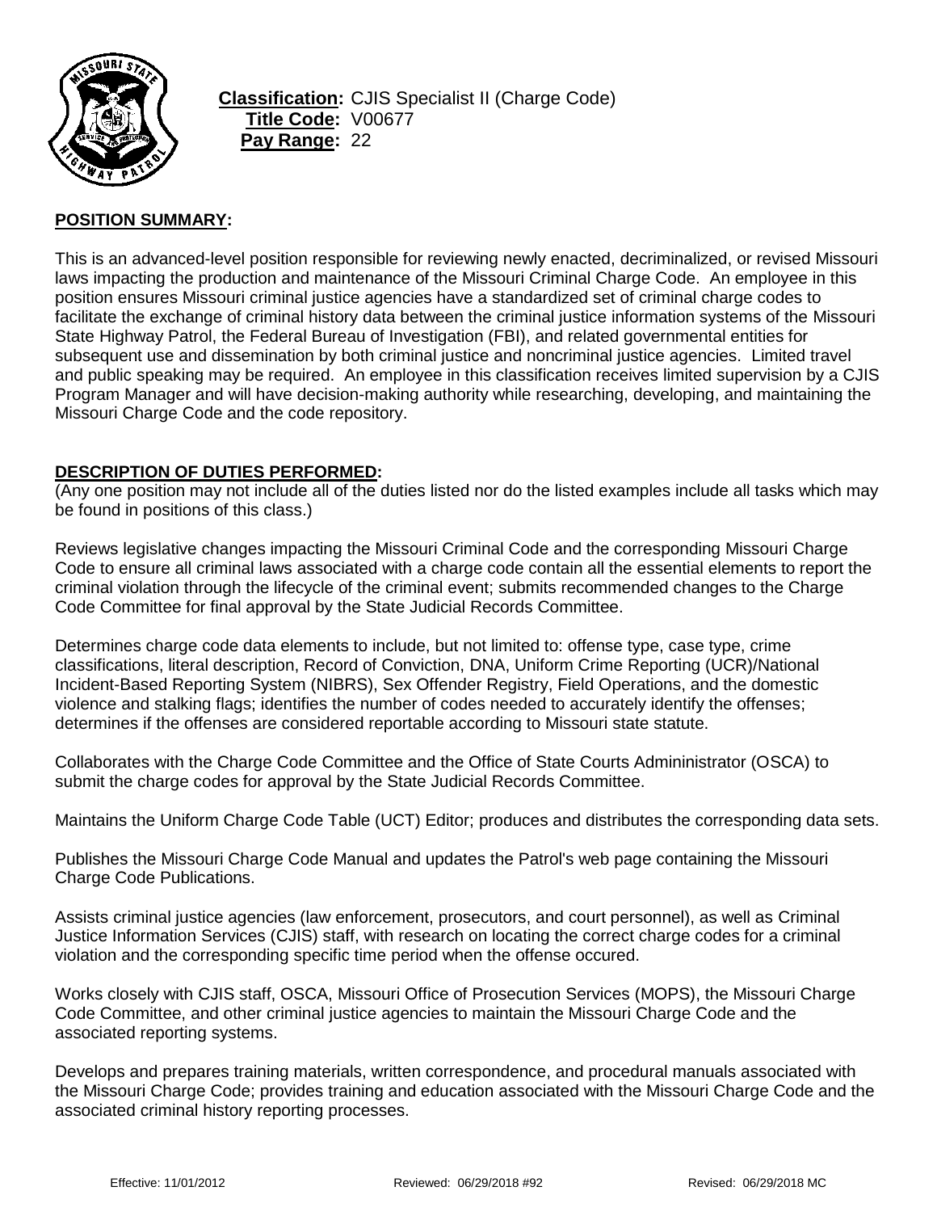**Classification:** CJIS Specialist II (Charge Code)
**Title Code:** V00677
**Pay Range:** 22

**POSITION SUMMARY:**

This is an advanced-level position responsible for reviewing newly enacted, decriminalized, or revised Missouri laws impacting the production and maintenance of the Missouri Criminal Charge Code. An employee in this position ensures Missouri criminal justice agencies have a standardized set of criminal charge codes to facilitate the exchange of criminal history data between the criminal justice information systems of the Missouri State Highway Patrol, the Federal Bureau of Investigation (FBI), and related governmental entities for subsequent use and dissemination by both criminal justice and noncriminal justice agencies. Limited travel and public speaking may be required. An employee in this classification receives limited supervision by a CJIS Program Manager and will have decision-making authority while researching, developing, and maintaining the Missouri Charge Code and the code repository.

**DESCRIPTION OF DUTIES PERFORMED:**

(Any one position may not include all of the duties listed nor do the listed examples include all tasks which may be found in positions of this class.)

Reviews legislative changes impacting the Missouri Criminal Code and the corresponding Missouri Charge Code to ensure all criminal laws associated with a charge code contain all the essential elements to report the criminal violation through the lifecycle of the criminal event; submits recommended changes to the Charge Code Committee for final approval by the State Judicial Records Committee.

Determines charge code data elements to include, but not limited to: offense type, case type, crime classifications, literal description, Record of Conviction, DNA, Uniform Crime Reporting (UCR)/National Incident-Based Reporting System (NIBRS), Sex Offender Registry, Field Operations, and the domestic violence and stalking flags; identifies the number of codes needed to accurately identify the offenses; determines if the offenses are considered reportable according to Missouri state statute.

Collaborates with the Charge Code Committee and the Office of State Courts Admininistrator (OSCA) to submit the charge codes for approval by the State Judicial Records Committee.

Maintains the Uniform Charge Code Table (UCT) Editor; produces and distributes the corresponding data sets.

Publishes the Missouri Charge Code Manual and updates the Patrol's web page containing the Missouri Charge Code Publications.

Assists criminal justice agencies (law enforcement, prosecutors, and court personnel), as well as Criminal Justice Information Services (CJIS) staff, with research on locating the correct charge codes for a criminal violation and the corresponding specific time period when the offense occured.

Works closely with CJIS staff, OSCA, Missouri Office of Prosecution Services (MOPS), the Missouri Charge Code Committee, and other criminal justice agencies to maintain the Missouri Charge Code and the associated reporting systems.

Develops and prepares training materials, written correspondence, and procedural manuals associated with the Missouri Charge Code; provides training and education associated with the Missouri Charge Code and the associated criminal history reporting processes.

Effective: 11/01/2012 Reviewed: 06/29/2018 #92 Revised: 06/29/2018 MC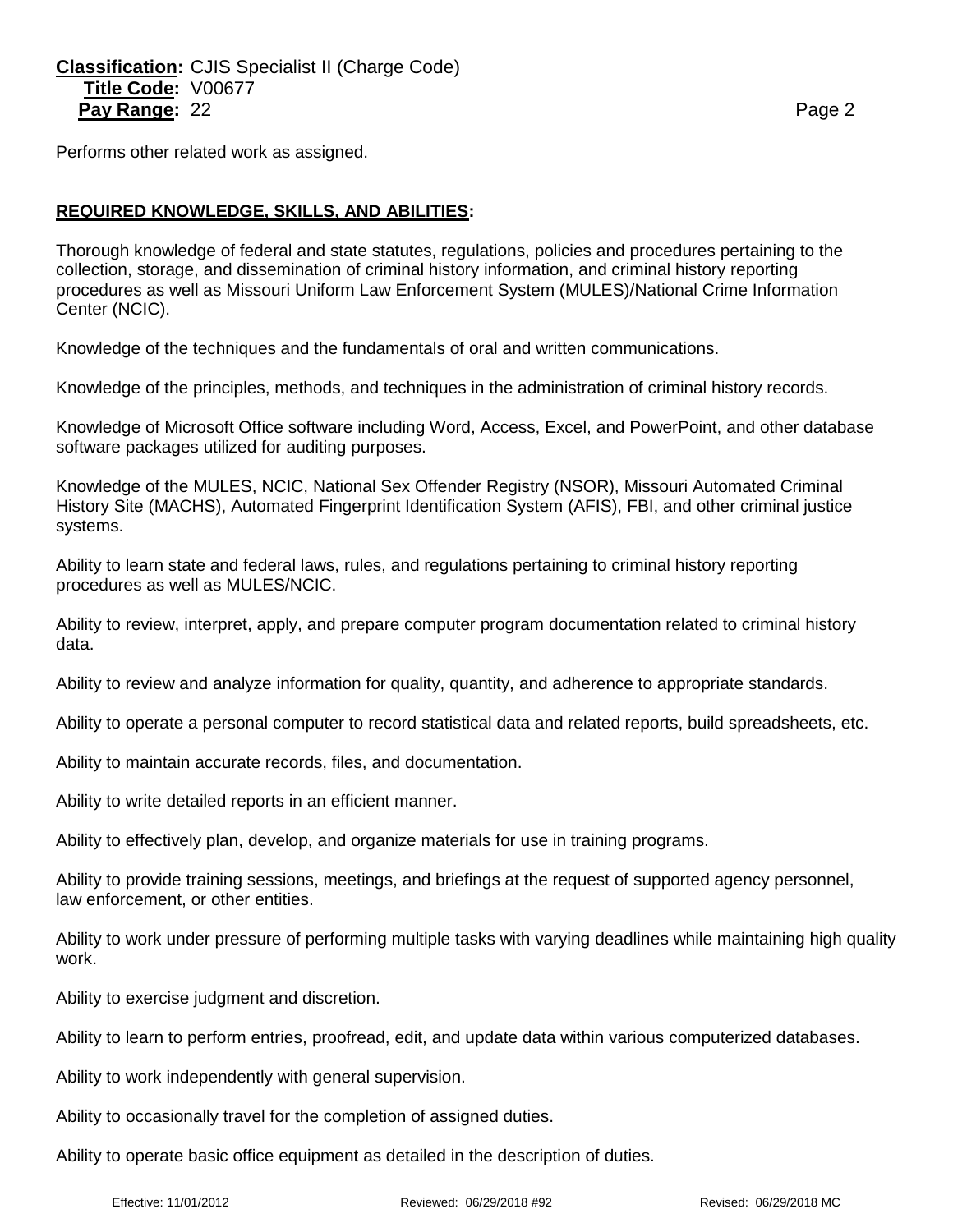Performs other related work as assigned.

**REQUIRED KNOWLEDGE, SKILLS, AND ABILITIES:**

Thorough knowledge of federal and state statutes, regulations, policies and procedures pertaining to the collection, storage, and dissemination of criminal history information, and criminal history reporting procedures as well as Missouri Uniform Law Enforcement System (MULES)/National Crime Information Center (NCIC).

Knowledge of the techniques and the fundamentals of oral and written communications.

Knowledge of the principles, methods, and techniques in the administration of criminal history records.

Knowledge of Microsoft Office software including Word, Access, Excel, and PowerPoint, and other database software packages utilized for auditing purposes.

Knowledge of the MULES, NCIC, National Sex Offender Registry (NSOR), Missouri Automated Criminal History Site (MACHS), Automated Fingerprint Identification System (AFIS), FBI, and other criminal justice systems.

Ability to learn state and federal laws, rules, and regulations pertaining to criminal history reporting procedures as well as MULES/NCIC.

Ability to review, interpret, apply, and prepare computer program documentation related to criminal history data.

Ability to review and analyze information for quality, quantity, and adherence to appropriate standards.

Ability to operate a personal computer to record statistical data and related reports, build spreadsheets, etc.

Ability to maintain accurate records, files, and documentation.

Ability to write detailed reports in an efficient manner.

Ability to effectively plan, develop, and organize materials for use in training programs.

Ability to provide training sessions, meetings, and briefings at the request of supported agency personnel, law enforcement, or other entities.

Ability to work under pressure of performing multiple tasks with varying deadlines while maintaining high quality work.

Ability to exercise judgment and discretion.

Ability to learn to perform entries, proofread, edit, and update data within various computerized databases.

Ability to work independently with general supervision.

Ability to occasionally travel for the completion of assigned duties.

Ability to operate basic office equipment as detailed in the description of duties.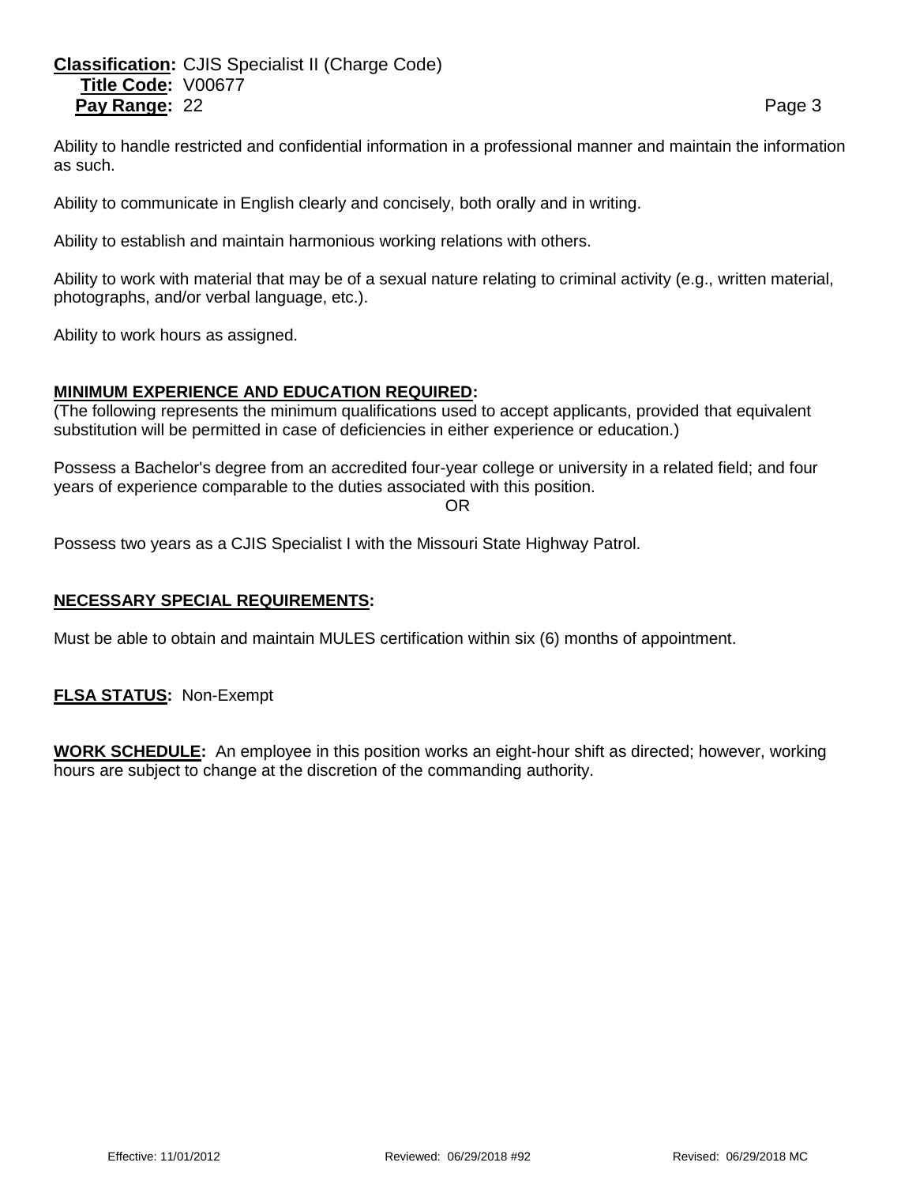Ability to handle restricted and confidential information in a professional manner and maintain the information as such.

Ability to communicate in English clearly and concisely, both orally and in writing.

Ability to establish and maintain harmonious working relations with others.

Ability to work with material that may be of a sexual nature relating to criminal activity (e.g., written material, photographs, and/or verbal language, etc.).

Ability to work hours as assigned.

## MINIMUM EXPERIENCE AND EDUCATION REQUIRED:

(The following represents the minimum qualifications used to accept applicants, provided that equivalent substitution will be permitted in case of deficiencies in either experience or education.)

Possess a Bachelor's degree from an accredited four-year college or university in a related field; and four years of experience comparable to the duties associated with this position.

OR

Possess two years as a CJIS Specialist I with the Missouri State Highway Patrol.

## NECESSARY SPECIAL REQUIREMENTS:

Must be able to obtain and maintain MULES certification within six (6) months of appointment.

**FLSA STATUS:** Non-Exempt

**WORK SCHEDULE:** An employee in this position works an eight-hour shift as directed; however, working hours are subject to change at the discretion of the commanding authority.

Effective: 11/01/2012 Reviewed: 06/29/2018 #92 Revised: 06/29/2018 MC